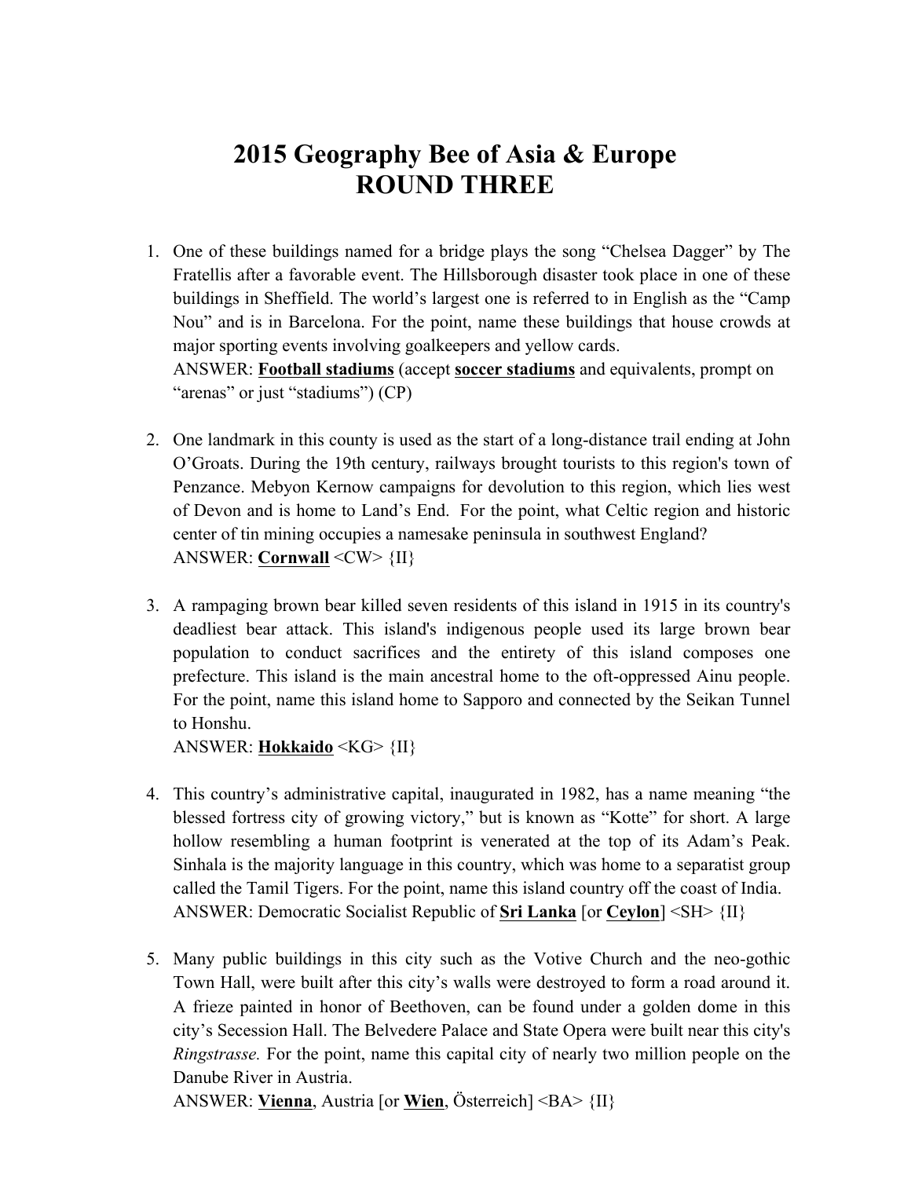# 2015 Geography Bee of Asia & Europe
# ROUND THREE

1. One of these buildings named for a bridge plays the song "Chelsea Dagger" by The Fratellis after a favorable event. The Hillsborough disaster took place in one of these buildings in Sheffield. The world's largest one is referred to in English as the "Camp Nou" and is in Barcelona. For the point, name these buildings that house crowds at major sporting events involving goalkeepers and yellow cards.
ANSWER: **Football stadiums** (accept **soccer stadiums** and equivalents, prompt on "arenas" or just "stadiums") (CP)

2. One landmark in this county is used as the start of a long-distance trail ending at John O'Groats. During the 19th century, railways brought tourists to this region's town of Penzance. Mebyon Kernow campaigns for devolution to this region, which lies west of Devon and is home to Land's End. For the point, what Celtic region and historic center of tin mining occupies a namesake peninsula in southwest England?
ANSWER: **Cornwall** <CW> {II}

3. A rampaging brown bear killed seven residents of this island in 1915 in its country's deadliest bear attack. This island's indigenous people used its large brown bear population to conduct sacrifices and the entirety of this island composes one prefecture. This island is the main ancestral home to the oft-oppressed Ainu people. For the point, name this island home to Sapporo and connected by the Seikan Tunnel to Honshu.
ANSWER: **Hokkaido** <KG> {II}

4. This country's administrative capital, inaugurated in 1982, has a name meaning "the blessed fortress city of growing victory," but is known as "Kotte" for short. A large hollow resembling a human footprint is venerated at the top of its Adam's Peak. Sinhala is the majority language in this country, which was home to a separatist group called the Tamil Tigers. For the point, name this island country off the coast of India.
ANSWER: Democratic Socialist Republic of **Sri Lanka** [or **Ceylon**] <SH> {II}

5. Many public buildings in this city such as the Votive Church and the neo-gothic Town Hall, were built after this city's walls were destroyed to form a road around it. A frieze painted in honor of Beethoven, can be found under a golden dome in this city's Secession Hall. The Belvedere Palace and State Opera were built near this city's *Ringstrasse.* For the point, name this capital city of nearly two million people on the Danube River in Austria.
ANSWER: **Vienna**, Austria [or **Wien**, Österreich] <BA> {II}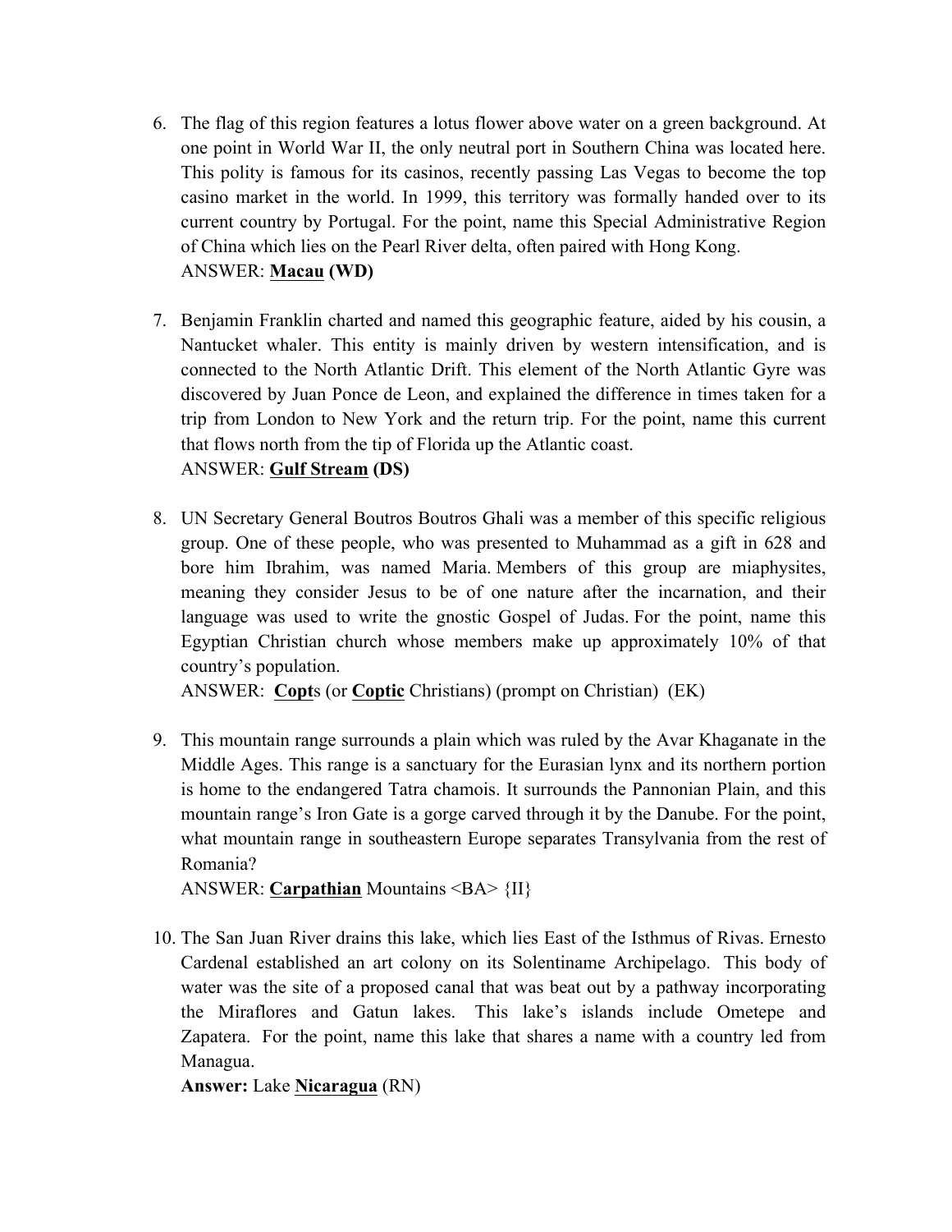6. The flag of this region features a lotus flower above water on a green background. At one point in World War II, the only neutral port in Southern China was located here. This polity is famous for its casinos, recently passing Las Vegas to become the top casino market in the world. In 1999, this territory was formally handed over to its current country by Portugal. For the point, name this Special Administrative Region of China which lies on the Pearl River delta, often paired with Hong Kong.
   ANSWER: **Macau (WD)**

7. Benjamin Franklin charted and named this geographic feature, aided by his cousin, a Nantucket whaler. This entity is mainly driven by western intensification, and is connected to the North Atlantic Drift. This element of the North Atlantic Gyre was discovered by Juan Ponce de Leon, and explained the difference in times taken for a trip from London to New York and the return trip. For the point, name this current that flows north from the tip of Florida up the Atlantic coast.
   ANSWER: **Gulf Stream (DS)**

8. UN Secretary General Boutros Boutros Ghali was a member of this specific religious group. One of these people, who was presented to Muhammad as a gift in 628 and bore him Ibrahim, was named Maria. Members of this group are miaphysites, meaning they consider Jesus to be of one nature after the incarnation, and their language was used to write the gnostic Gospel of Judas. For the point, name this Egyptian Christian church whose members make up approximately 10% of that country's population.
   ANSWER: **Copt**s (or **Coptic** Christians) (prompt on Christian) (EK)

9. This mountain range surrounds a plain which was ruled by the Avar Khaganate in the Middle Ages. This range is a sanctuary for the Eurasian lynx and its northern portion is home to the endangered Tatra chamois. It surrounds the Pannonian Plain, and this mountain range's Iron Gate is a gorge carved through it by the Danube. For the point, what mountain range in southeastern Europe separates Transylvania from the rest of Romania?
   ANSWER: **Carpathian** Mountains <BA> {II}

10. The San Juan River drains this lake, which lies East of the Isthmus of Rivas. Ernesto Cardenal established an art colony on its Solentiname Archipelago. This body of water was the site of a proposed canal that was beat out by a pathway incorporating the Miraflores and Gatun lakes. This lake's islands include Ometepe and Zapatera. For the point, name this lake that shares a name with a country led from Managua.
    **Answer:** Lake **Nicaragua** (RN)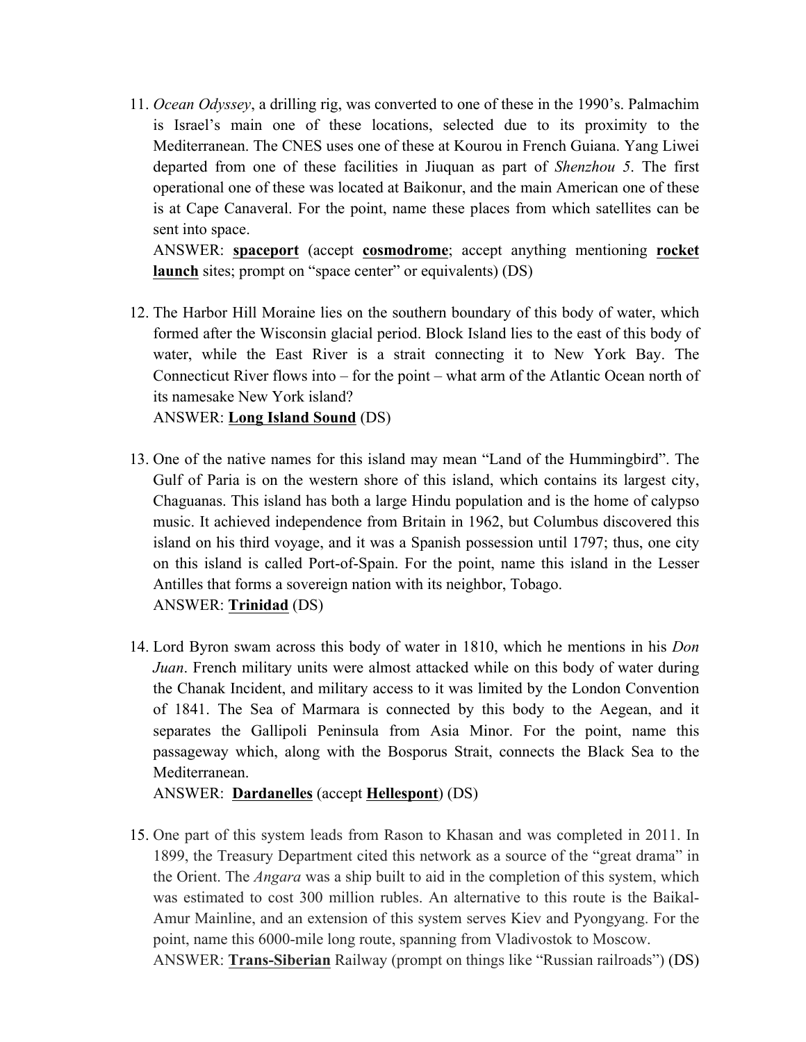11. *Ocean Odyssey*, a drilling rig, was converted to one of these in the 1990's. Palmachim is Israel's main one of these locations, selected due to its proximity to the Mediterranean. The CNES uses one of these at Kourou in French Guiana. Yang Liwei departed from one of these facilities in Jiuquan as part of *Shenzhou 5*. The first operational one of these was located at Baikonur, and the main American one of these is at Cape Canaveral. For the point, name these places from which satellites can be sent into space.
    ANSWER: **spaceport** (accept **cosmodrome**; accept anything mentioning **rocket launch** sites; prompt on "space center" or equivalents) (DS)

12. The Harbor Hill Moraine lies on the southern boundary of this body of water, which formed after the Wisconsin glacial period. Block Island lies to the east of this body of water, while the East River is a strait connecting it to New York Bay. The Connecticut River flows into – for the point – what arm of the Atlantic Ocean north of its namesake New York island?
    ANSWER: **Long Island Sound** (DS)

13. One of the native names for this island may mean "Land of the Hummingbird". The Gulf of Paria is on the western shore of this island, which contains its largest city, Chaguanas. This island has both a large Hindu population and is the home of calypso music. It achieved independence from Britain in 1962, but Columbus discovered this island on his third voyage, and it was a Spanish possession until 1797; thus, one city on this island is called Port-of-Spain. For the point, name this island in the Lesser Antilles that forms a sovereign nation with its neighbor, Tobago.
    ANSWER: **Trinidad** (DS)

14. Lord Byron swam across this body of water in 1810, which he mentions in his *Don Juan*. French military units were almost attacked while on this body of water during the Chanak Incident, and military access to it was limited by the London Convention of 1841. The Sea of Marmara is connected by this body to the Aegean, and it separates the Gallipoli Peninsula from Asia Minor. For the point, name this passageway which, along with the Bosporus Strait, connects the Black Sea to the Mediterranean.
    ANSWER: **Dardanelles** (accept **Hellespont**) (DS)

15. One part of this system leads from Rason to Khasan and was completed in 2011. In 1899, the Treasury Department cited this network as a source of the "great drama" in the Orient. The *Angara* was a ship built to aid in the completion of this system, which was estimated to cost 300 million rubles. An alternative to this route is the Baikal-Amur Mainline, and an extension of this system serves Kiev and Pyongyang. For the point, name this 6000-mile long route, spanning from Vladivostok to Moscow.
    ANSWER: **Trans-Siberian** Railway (prompt on things like "Russian railroads") (DS)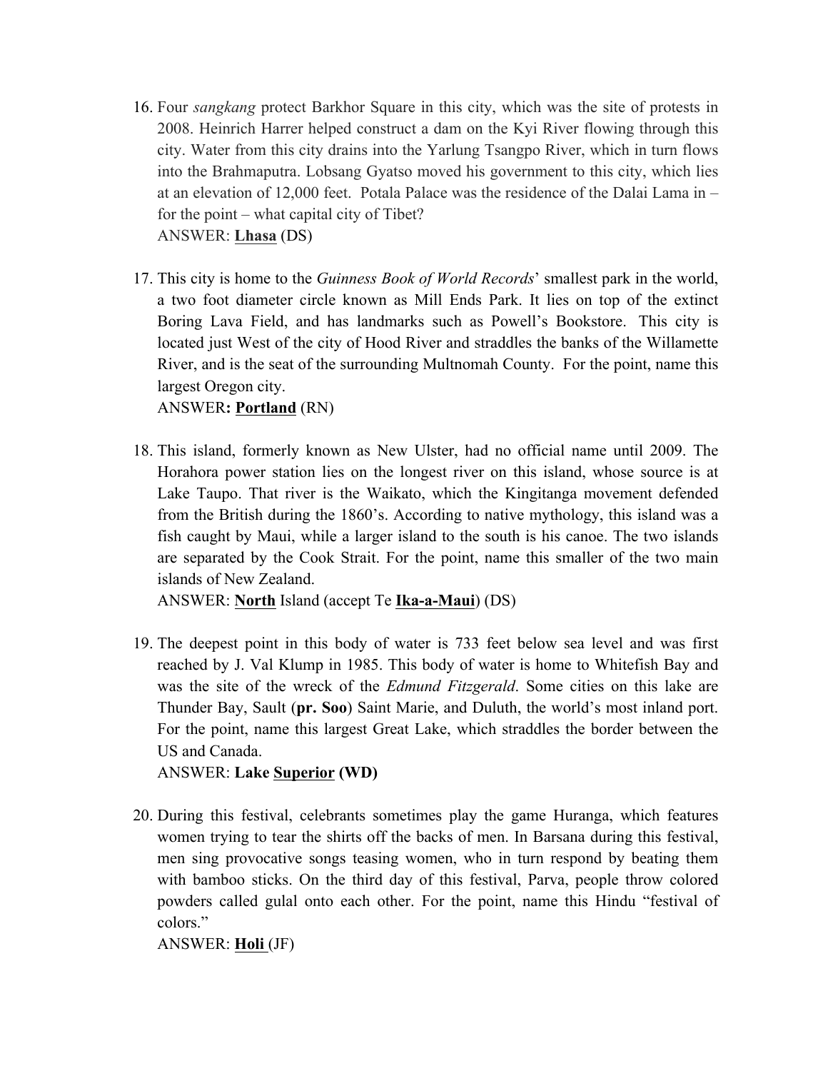16. Four *sangkang* protect Barkhor Square in this city, which was the site of protests in 2008. Heinrich Harrer helped construct a dam on the Kyi River flowing through this city. Water from this city drains into the Yarlung Tsangpo River, which in turn flows into the Brahmaputra. Lobsang Gyatso moved his government to this city, which lies at an elevation of 12,000 feet. Potala Palace was the residence of the Dalai Lama in – for the point – what capital city of Tibet?
    ANSWER: **Lhasa** (DS)

17. This city is home to the *Guinness Book of World Records*' smallest park in the world, a two foot diameter circle known as Mill Ends Park. It lies on top of the extinct Boring Lava Field, and has landmarks such as Powell's Bookstore. This city is located just West of the city of Hood River and straddles the banks of the Willamette River, and is the seat of the surrounding Multnomah County. For the point, name this largest Oregon city.
    ANSWER**: Portland** (RN)

18. This island, formerly known as New Ulster, had no official name until 2009. The Horahora power station lies on the longest river on this island, whose source is at Lake Taupo. That river is the Waikato, which the Kingitanga movement defended from the British during the 1860's. According to native mythology, this island was a fish caught by Maui, while a larger island to the south is his canoe. The two islands are separated by the Cook Strait. For the point, name this smaller of the two main islands of New Zealand.
    ANSWER: **North** Island (accept Te **Ika-a-Maui**) (DS)

19. The deepest point in this body of water is 733 feet below sea level and was first reached by J. Val Klump in 1985. This body of water is home to Whitefish Bay and was the site of the wreck of the *Edmund Fitzgerald*. Some cities on this lake are Thunder Bay, Sault (**pr. Soo**) Saint Marie, and Duluth, the world's most inland port. For the point, name this largest Great Lake, which straddles the border between the US and Canada.
    ANSWER: **Lake Superior (WD)**

20. During this festival, celebrants sometimes play the game Huranga, which features women trying to tear the shirts off the backs of men. In Barsana during this festival, men sing provocative songs teasing women, who in turn respond by beating them with bamboo sticks. On the third day of this festival, Parva, people throw colored powders called gulal onto each other. For the point, name this Hindu "festival of colors."
    ANSWER: **Holi** (JF)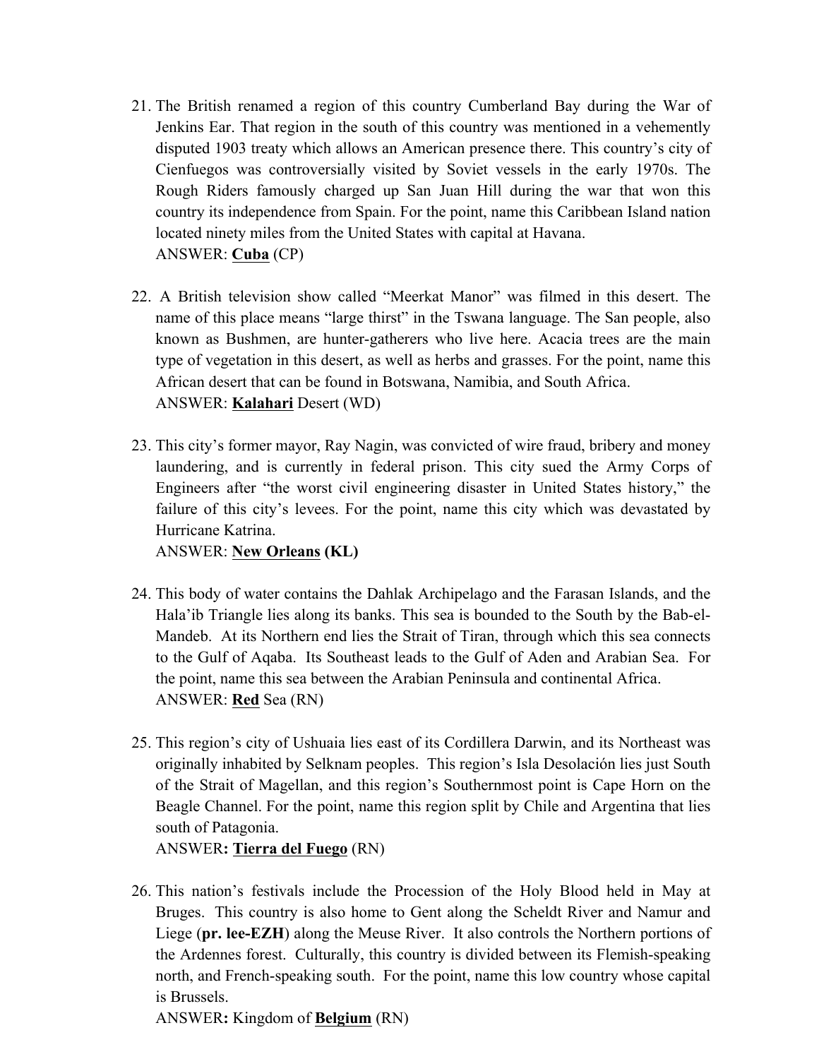21. The British renamed a region of this country Cumberland Bay during the War of Jenkins Ear. That region in the south of this country was mentioned in a vehemently disputed 1903 treaty which allows an American presence there. This country's city of Cienfuegos was controversially visited by Soviet vessels in the early 1970s. The Rough Riders famously charged up San Juan Hill during the war that won this country its independence from Spain. For the point, name this Caribbean Island nation located ninety miles from the United States with capital at Havana.
ANSWER: **Cuba** (CP)

22. A British television show called "Meerkat Manor" was filmed in this desert. The name of this place means "large thirst" in the Tswana language. The San people, also known as Bushmen, are hunter-gatherers who live here. Acacia trees are the main type of vegetation in this desert, as well as herbs and grasses. For the point, name this African desert that can be found in Botswana, Namibia, and South Africa.
ANSWER: **Kalahari** Desert (WD)

23. This city's former mayor, Ray Nagin, was convicted of wire fraud, bribery and money laundering, and is currently in federal prison. This city sued the Army Corps of Engineers after "the worst civil engineering disaster in United States history," the failure of this city's levees. For the point, name this city which was devastated by Hurricane Katrina.
ANSWER: **New Orleans (KL)**

24. This body of water contains the Dahlak Archipelago and the Farasan Islands, and the Hala'ib Triangle lies along its banks. This sea is bounded to the South by the Bab-el-Mandeb. At its Northern end lies the Strait of Tiran, through which this sea connects to the Gulf of Aqaba. Its Southeast leads to the Gulf of Aden and Arabian Sea. For the point, name this sea between the Arabian Peninsula and continental Africa.
ANSWER: **Red** Sea (RN)

25. This region's city of Ushuaia lies east of its Cordillera Darwin, and its Northeast was originally inhabited by Selknam peoples. This region's Isla Desolación lies just South of the Strait of Magellan, and this region's Southernmost point is Cape Horn on the Beagle Channel. For the point, name this region split by Chile and Argentina that lies south of Patagonia.
ANSWER**: Tierra del Fuego** (RN)

26. This nation's festivals include the Procession of the Holy Blood held in May at Bruges. This country is also home to Gent along the Scheldt River and Namur and Liege (**pr. lee-EZH**) along the Meuse River. It also controls the Northern portions of the Ardennes forest. Culturally, this country is divided between its Flemish-speaking north, and French-speaking south. For the point, name this low country whose capital is Brussels.
ANSWER**:** Kingdom of **Belgium** (RN)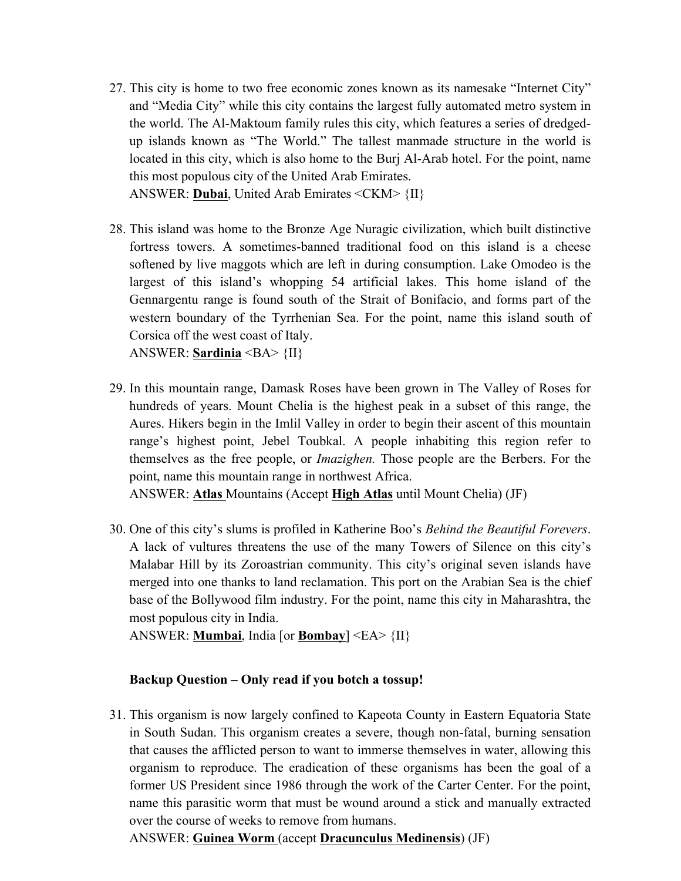27. This city is home to two free economic zones known as its namesake "Internet City" and "Media City" while this city contains the largest fully automated metro system in the world. The Al-Maktoum family rules this city, which features a series of dredged-up islands known as "The World." The tallest manmade structure in the world is located in this city, which is also home to the Burj Al-Arab hotel. For the point, name this most populous city of the United Arab Emirates.
ANSWER: **Dubai**, United Arab Emirates <CKM> {II}

28. This island was home to the Bronze Age Nuragic civilization, which built distinctive fortress towers. A sometimes-banned traditional food on this island is a cheese softened by live maggots which are left in during consumption. Lake Omodeo is the largest of this island's whopping 54 artificial lakes. This home island of the Gennargentu range is found south of the Strait of Bonifacio, and forms part of the western boundary of the Tyrrhenian Sea. For the point, name this island south of Corsica off the west coast of Italy.
ANSWER: **Sardinia** <BA> {II}

29. In this mountain range, Damask Roses have been grown in The Valley of Roses for hundreds of years. Mount Chelia is the highest peak in a subset of this range, the Aures. Hikers begin in the Imlil Valley in order to begin their ascent of this mountain range's highest point, Jebel Toubkal. A people inhabiting this region refer to themselves as the free people, or *Imazighen.* Those people are the Berbers. For the point, name this mountain range in northwest Africa.
ANSWER: **Atlas** Mountains (Accept **High Atlas** until Mount Chelia) (JF)

30. One of this city's slums is profiled in Katherine Boo's *Behind the Beautiful Forevers*. A lack of vultures threatens the use of the many Towers of Silence on this city's Malabar Hill by its Zoroastrian community. This city's original seven islands have merged into one thanks to land reclamation. This port on the Arabian Sea is the chief base of the Bollywood film industry. For the point, name this city in Maharashtra, the most populous city in India.
ANSWER: **Mumbai**, India [or **Bombay**] <EA> {II}

**Backup Question – Only read if you botch a tossup!**

31. This organism is now largely confined to Kapeota County in Eastern Equatoria State in South Sudan. This organism creates a severe, though non-fatal, burning sensation that causes the afflicted person to want to immerse themselves in water, allowing this organism to reproduce. The eradication of these organisms has been the goal of a former US President since 1986 through the work of the Carter Center. For the point, name this parasitic worm that must be wound around a stick and manually extracted over the course of weeks to remove from humans.
ANSWER: **Guinea Worm** (accept **Dracunculus Medinensis**) (JF)